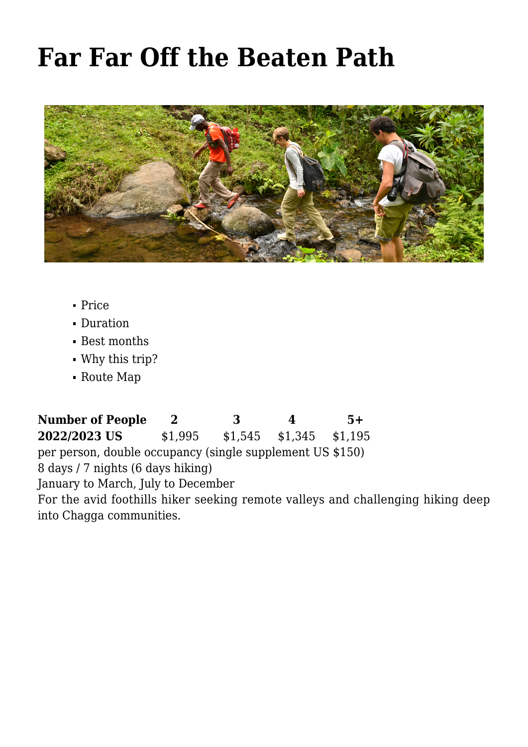# Far Far Off the Beaten Path

- Price
- Duration
- Best months
- Why this trip?
- Route Map

| Number of People | 2 | 3 | 4 | 5+ |
|---|---|---|---|---|
| 2022/2023 US | $1,995 | $1,545 | $1,345 | $1,195 |

per person, double occupancy (single supplement US $150)

8 days / 7 nights (6 days hiking)

January to March, July to December

For the avid foothills hiker seeking remote valleys and challenging hiking deep into Chagga communities.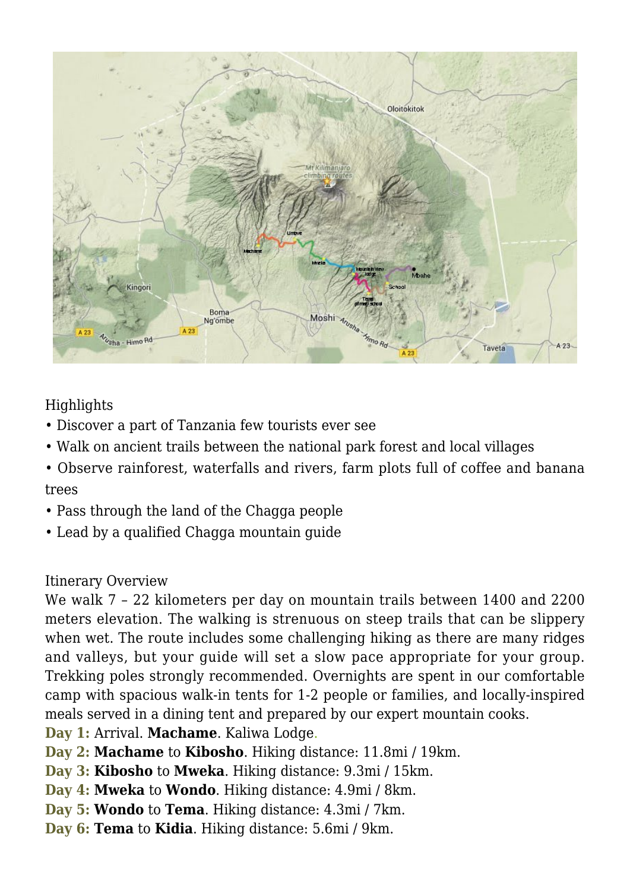Highlights

- Discover a part of Tanzania few tourists ever see
- Walk on ancient trails between the national park forest and local villages
- Observe rainforest, waterfalls and rivers, farm plots full of coffee and banana trees
- Pass through the land of the Chagga people
- Lead by a qualified Chagga mountain guide

Itinerary Overview

We walk 7 – 22 kilometers per day on mountain trails between 1400 and 2200 meters elevation. The walking is strenuous on steep trails that can be slippery when wet. The route includes some challenging hiking as there are many ridges and valleys, but your guide will set a slow pace appropriate for your group. Trekking poles strongly recommended. Overnights are spent in our comfortable camp with spacious walk-in tents for 1-2 people or families, and locally-inspired meals served in a dining tent and prepared by our expert mountain cooks.

**Day 1:** Arrival. **Machame**. Kaliwa Lodge.

**Day 2:** **Machame** to **Kibosho**. Hiking distance: 11.8mi / 19km.

**Day 3:** **Kibosho** to **Mweka**. Hiking distance: 9.3mi / 15km.

**Day 4:** **Mweka** to **Wondo**. Hiking distance: 4.9mi / 8km.

**Day 5:** **Wondo** to **Tema**. Hiking distance: 4.3mi / 7km.

**Day 6:** **Tema** to **Kidia**. Hiking distance: 5.6mi / 9km.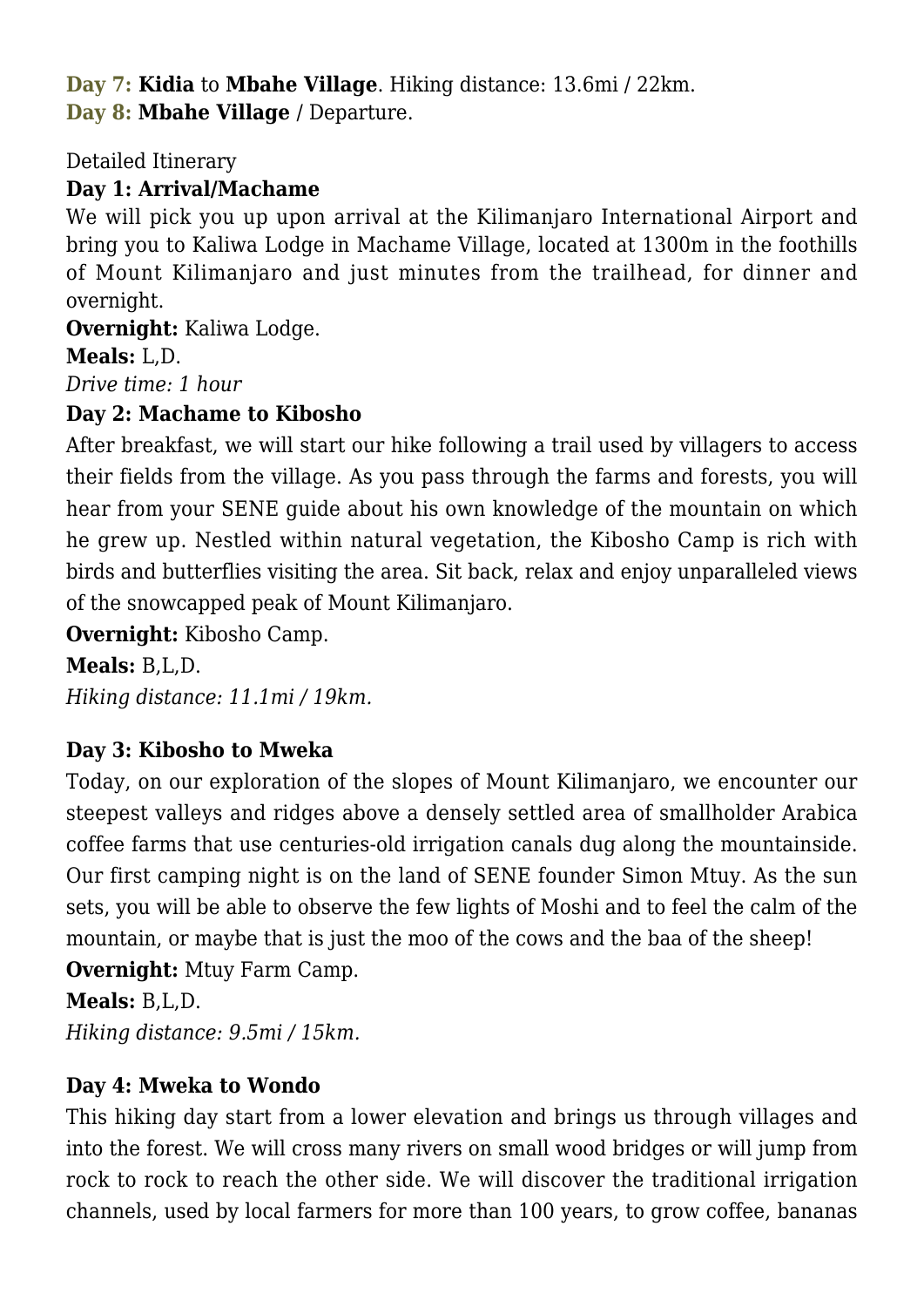**Day 7:** **Kidia** to **Mbahe Village**. Hiking distance: 13.6mi / 22km.
**Day 8:** **Mbahe Village** / Departure.

Detailed Itinerary

**Day 1: Arrival/Machame**

We will pick you up upon arrival at the Kilimanjaro International Airport and bring you to Kaliwa Lodge in Machame Village, located at 1300m in the foothills of Mount Kilimanjaro and just minutes from the trailhead, for dinner and overnight.

**Overnight:** Kaliwa Lodge.
**Meals:** L,D.
*Drive time: 1 hour*

**Day 2: Machame to Kibosho**

After breakfast, we will start our hike following a trail used by villagers to access their fields from the village. As you pass through the farms and forests, you will hear from your SENE guide about his own knowledge of the mountain on which he grew up. Nestled within natural vegetation, the Kibosho Camp is rich with birds and butterflies visiting the area. Sit back, relax and enjoy unparalleled views of the snowcapped peak of Mount Kilimanjaro.

**Overnight:** Kibosho Camp.
**Meals:** B,L,D.
*Hiking distance: 11.1mi / 19km.*

**Day 3: Kibosho to Mweka**

Today, on our exploration of the slopes of Mount Kilimanjaro, we encounter our steepest valleys and ridges above a densely settled area of smallholder Arabica coffee farms that use centuries-old irrigation canals dug along the mountainside. Our first camping night is on the land of SENE founder Simon Mtuy. As the sun sets, you will be able to observe the few lights of Moshi and to feel the calm of the mountain, or maybe that is just the moo of the cows and the baa of the sheep!

**Overnight:** Mtuy Farm Camp.
**Meals:** B,L,D.
*Hiking distance: 9.5mi / 15km.*

**Day 4: Mweka to Wondo**

This hiking day start from a lower elevation and brings us through villages and into the forest. We will cross many rivers on small wood bridges or will jump from rock to rock to reach the other side. We will discover the traditional irrigation channels, used by local farmers for more than 100 years, to grow coffee, bananas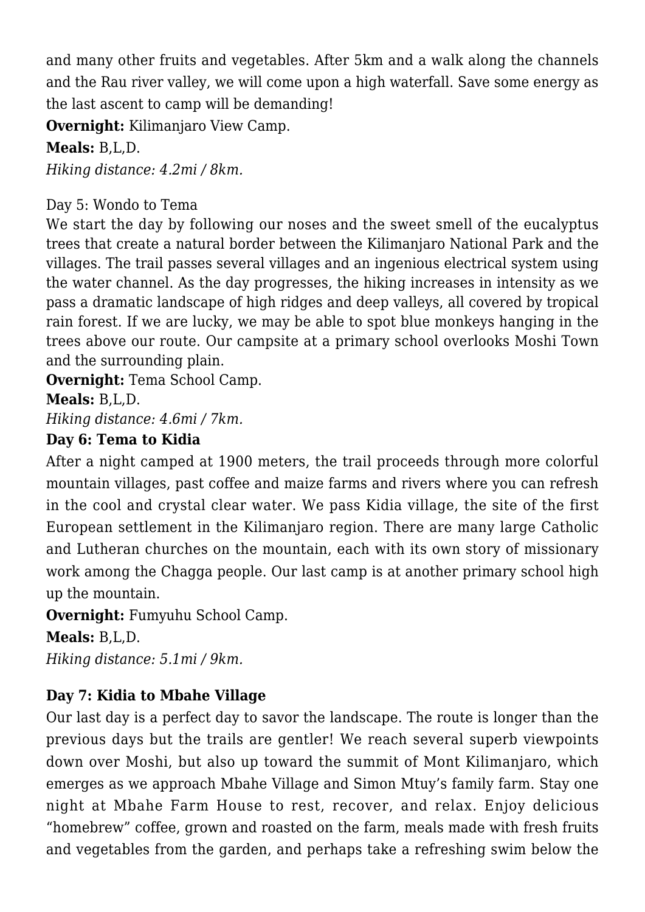and many other fruits and vegetables. After 5km and a walk along the channels and the Rau river valley, we will come upon a high waterfall. Save some energy as the last ascent to camp will be demanding!

**Overnight:** Kilimanjaro View Camp.

**Meals:** B,L,D.

*Hiking distance: 4.2mi / 8km.*

Day 5: Wondo to Tema

We start the day by following our noses and the sweet smell of the eucalyptus trees that create a natural border between the Kilimanjaro National Park and the villages. The trail passes several villages and an ingenious electrical system using the water channel. As the day progresses, the hiking increases in intensity as we pass a dramatic landscape of high ridges and deep valleys, all covered by tropical rain forest. If we are lucky, we may be able to spot blue monkeys hanging in the trees above our route. Our campsite at a primary school overlooks Moshi Town and the surrounding plain.

**Overnight:** Tema School Camp.

**Meals:** B,L,D.

*Hiking distance: 4.6mi / 7km.*

**Day 6: Tema to Kidia**

After a night camped at 1900 meters, the trail proceeds through more colorful mountain villages, past coffee and maize farms and rivers where you can refresh in the cool and crystal clear water. We pass Kidia village, the site of the first European settlement in the Kilimanjaro region. There are many large Catholic and Lutheran churches on the mountain, each with its own story of missionary work among the Chagga people. Our last camp is at another primary school high up the mountain.

**Overnight:** Fumyuhu School Camp.

**Meals:** B,L,D.

*Hiking distance: 5.1mi / 9km.*

**Day 7: Kidia to Mbahe Village**

Our last day is a perfect day to savor the landscape. The route is longer than the previous days but the trails are gentler! We reach several superb viewpoints down over Moshi, but also up toward the summit of Mont Kilimanjaro, which emerges as we approach Mbahe Village and Simon Mtuy's family farm. Stay one night at Mbahe Farm House to rest, recover, and relax. Enjoy delicious "homebrew" coffee, grown and roasted on the farm, meals made with fresh fruits and vegetables from the garden, and perhaps take a refreshing swim below the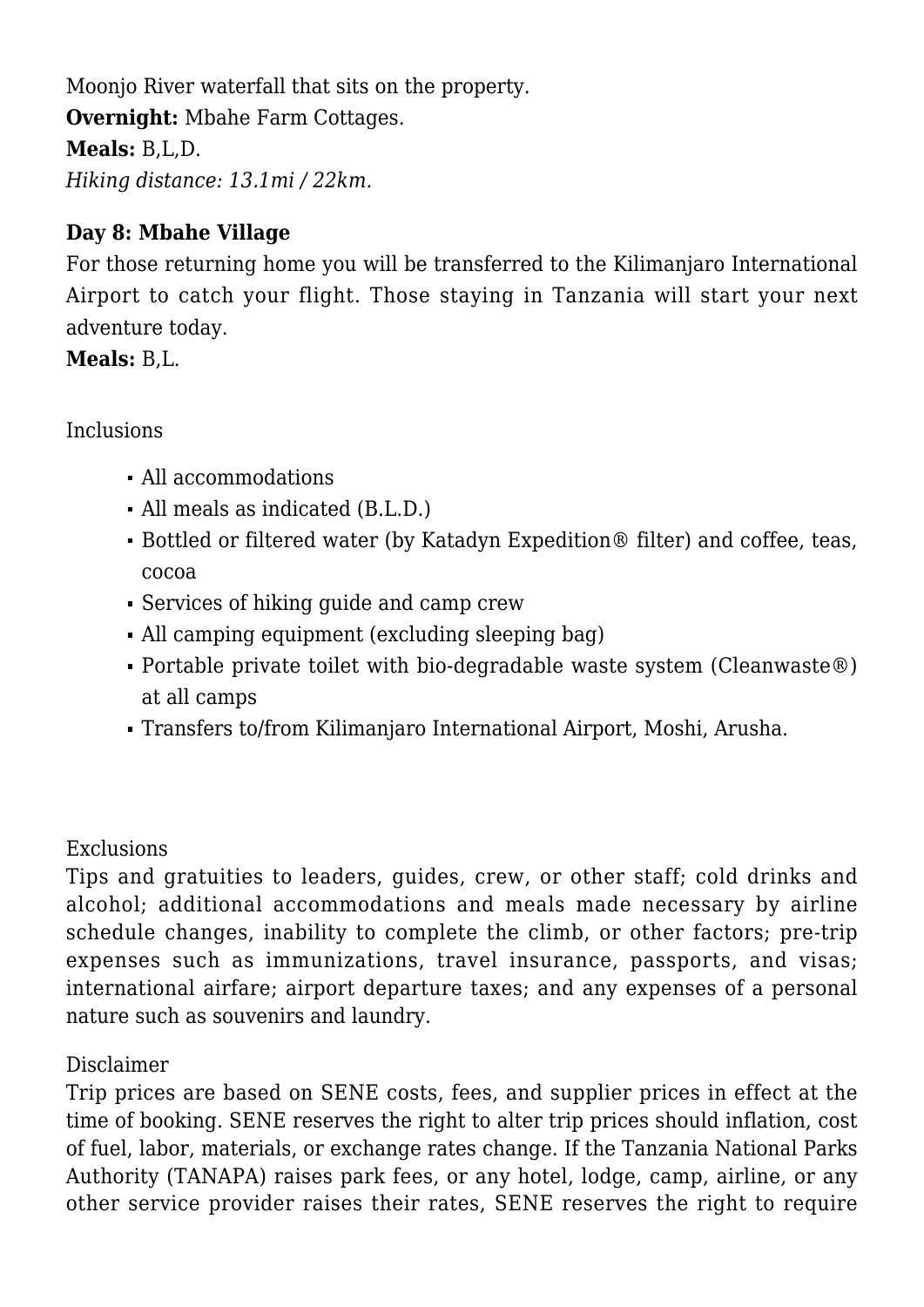Moonjo River waterfall that sits on the property.
**Overnight:** Mbahe Farm Cottages.
**Meals:** B,L,D.
*Hiking distance: 13.1mi / 22km.*

**Day 8: Mbahe Village**
For those returning home you will be transferred to the Kilimanjaro International Airport to catch your flight. Those staying in Tanzania will start your next adventure today.
**Meals:** B,L.

Inclusions

- All accommodations
- All meals as indicated (B.L.D.)
- Bottled or filtered water (by Katadyn Expedition® filter) and coffee, teas, cocoa
- Services of hiking guide and camp crew
- All camping equipment (excluding sleeping bag)
- Portable private toilet with bio-degradable waste system (Cleanwaste®) at all camps
- Transfers to/from Kilimanjaro International Airport, Moshi, Arusha.

Exclusions
Tips and gratuities to leaders, guides, crew, or other staff; cold drinks and alcohol; additional accommodations and meals made necessary by airline schedule changes, inability to complete the climb, or other factors; pre-trip expenses such as immunizations, travel insurance, passports, and visas; international airfare; airport departure taxes; and any expenses of a personal nature such as souvenirs and laundry.

Disclaimer
Trip prices are based on SENE costs, fees, and supplier prices in effect at the time of booking. SENE reserves the right to alter trip prices should inflation, cost of fuel, labor, materials, or exchange rates change. If the Tanzania National Parks Authority (TANAPA) raises park fees, or any hotel, lodge, camp, airline, or any other service provider raises their rates, SENE reserves the right to require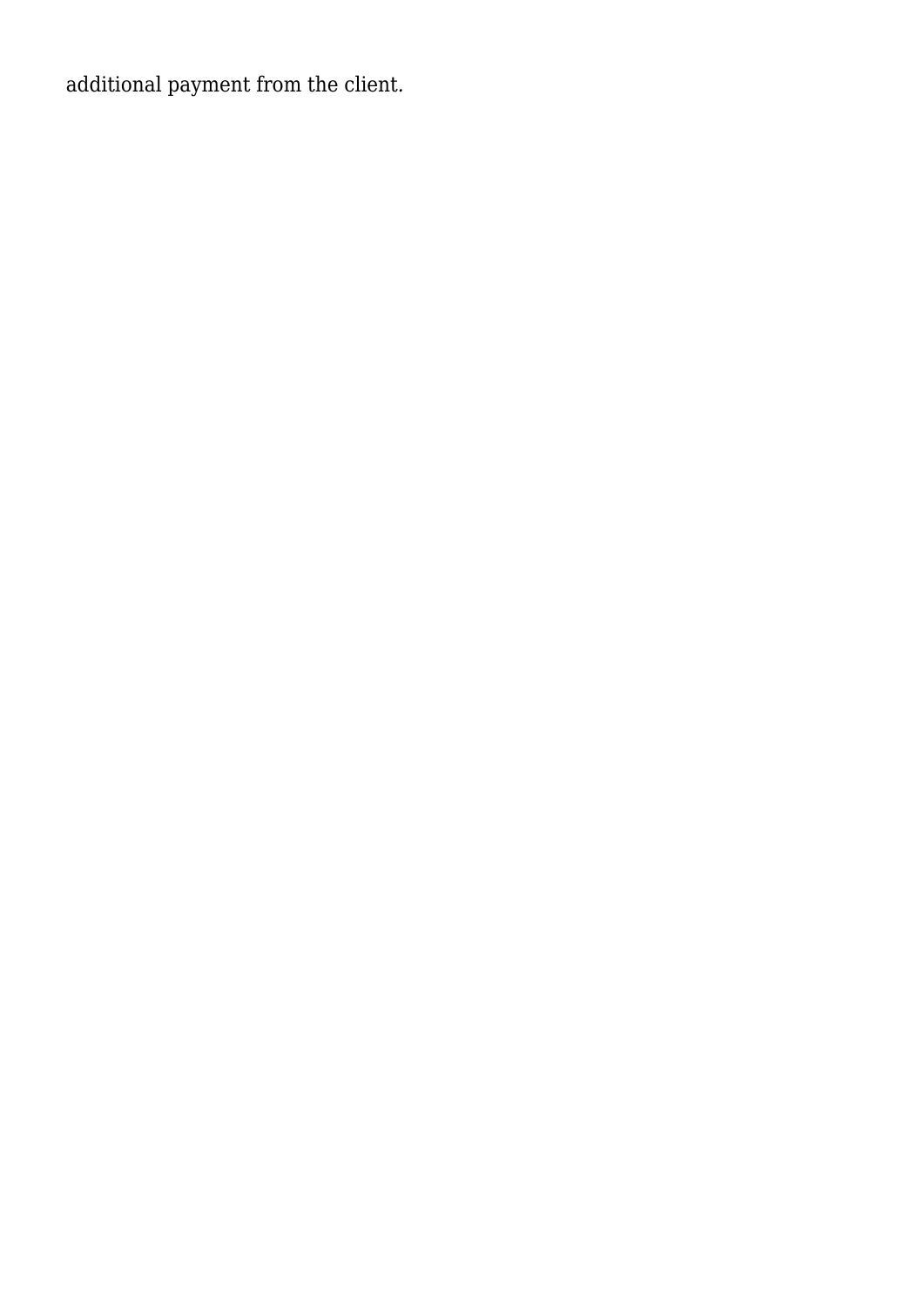additional payment from the client.